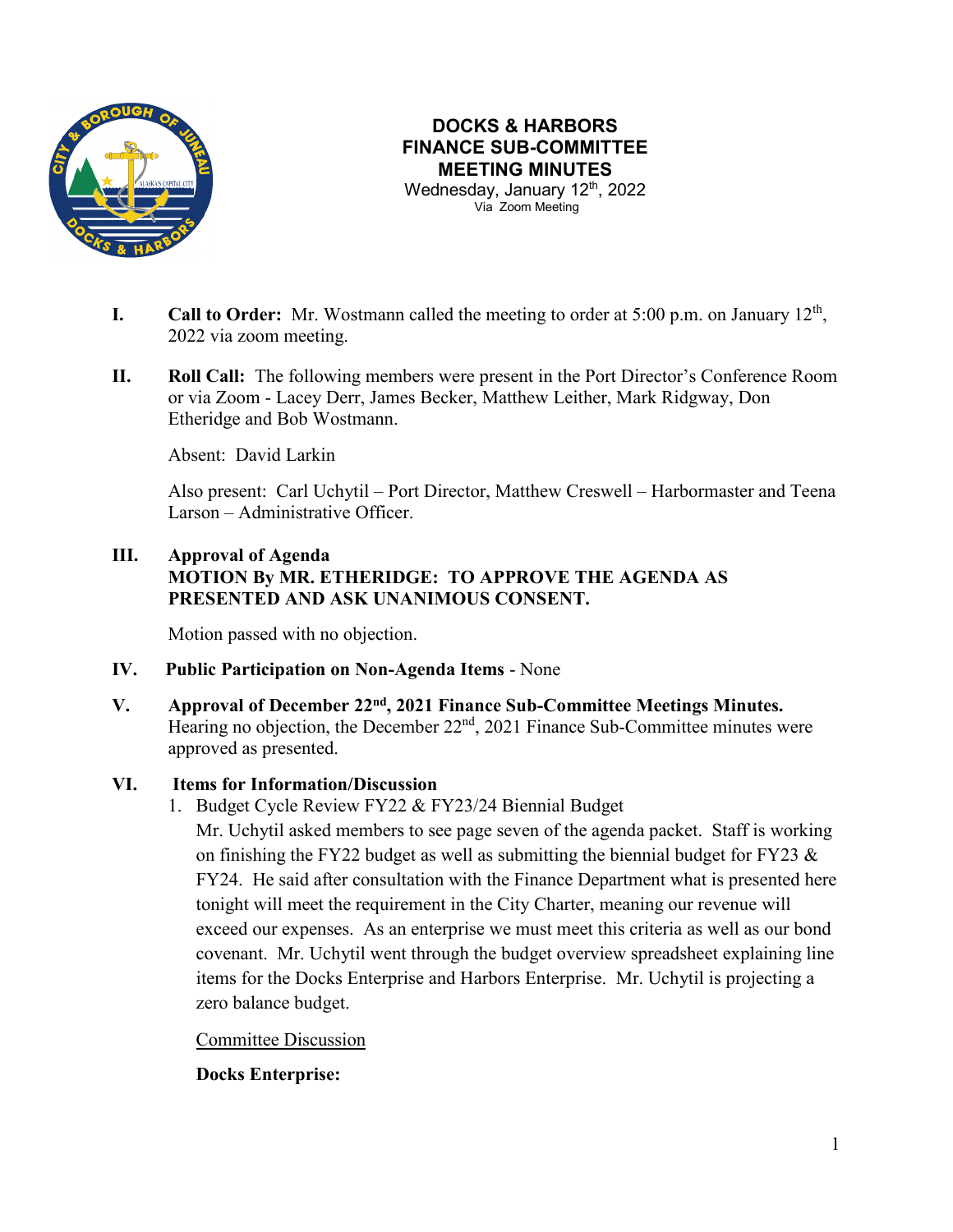# DOCKS & HARBORS FINANCE SUB-COMMITTEE MEETING MINUTES

Wednesday, January 12th, 2022

Via Zoom Meeting

**I. Call to Order:** Mr. Wostmann called the meeting to order at 5:00 p.m. on January 12th, 2022 via zoom meeting.

**II. Roll Call:** The following members were present in the Port Director's Conference Room or via Zoom - Lacey Derr, James Becker, Matthew Leither, Mark Ridgway, Don Etheridge and Bob Wostmann.

Absent: David Larkin

Also present: Carl Uchytil – Port Director, Matthew Creswell – Harbormaster and Teena Larson – Administrative Officer.

**III. Approval of Agenda**
**MOTION By MR. ETHERIDGE: TO APPROVE THE AGENDA AS PRESENTED AND ASK UNANIMOUS CONSENT.**

Motion passed with no objection.

**IV. Public Participation on Non-Agenda Items** - None

**V. Approval of December 22nd, 2021 Finance Sub-Committee Meetings Minutes.** Hearing no objection, the December 22nd, 2021 Finance Sub-Committee minutes were approved as presented.

**VI. Items for Information/Discussion**

1. Budget Cycle Review FY22 & FY23/24 Biennial Budget
   Mr. Uchytil asked members to see page seven of the agenda packet. Staff is working on finishing the FY22 budget as well as submitting the biennial budget for FY23 & FY24. He said after consultation with the Finance Department what is presented here tonight will meet the requirement in the City Charter, meaning our revenue will exceed our expenses. As an enterprise we must meet this criteria as well as our bond covenant. Mr. Uchytil went through the budget overview spreadsheet explaining line items for the Docks Enterprise and Harbors Enterprise. Mr. Uchytil is projecting a zero balance budget.

   Committee Discussion

   **Docks Enterprise:**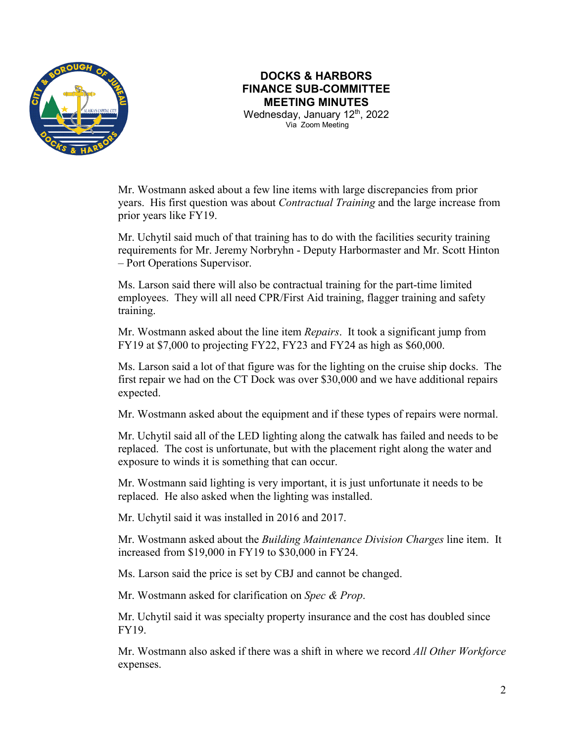# DOCKS & HARBORS FINANCE SUB-COMMITTEE MEETING MINUTES

Wednesday, January 12th, 2022

Via Zoom Meeting

Mr. Wostmann asked about a few line items with large discrepancies from prior years. His first question was about *Contractual Training* and the large increase from prior years like FY19.

Mr. Uchytil said much of that training has to do with the facilities security training requirements for Mr. Jeremy Norbryhn - Deputy Harbormaster and Mr. Scott Hinton – Port Operations Supervisor.

Ms. Larson said there will also be contractual training for the part-time limited employees. They will all need CPR/First Aid training, flagger training and safety training.

Mr. Wostmann asked about the line item *Repairs*. It took a significant jump from FY19 at $7,000 to projecting FY22, FY23 and FY24 as high as $60,000.

Ms. Larson said a lot of that figure was for the lighting on the cruise ship docks. The first repair we had on the CT Dock was over $30,000 and we have additional repairs expected.

Mr. Wostmann asked about the equipment and if these types of repairs were normal.

Mr. Uchytil said all of the LED lighting along the catwalk has failed and needs to be replaced. The cost is unfortunate, but with the placement right along the water and exposure to winds it is something that can occur.

Mr. Wostmann said lighting is very important, it is just unfortunate it needs to be replaced. He also asked when the lighting was installed.

Mr. Uchytil said it was installed in 2016 and 2017.

Mr. Wostmann asked about the *Building Maintenance Division Charges* line item. It increased from $19,000 in FY19 to $30,000 in FY24.

Ms. Larson said the price is set by CBJ and cannot be changed.

Mr. Wostmann asked for clarification on *Spec & Prop*.

Mr. Uchytil said it was specialty property insurance and the cost has doubled since FY19.

Mr. Wostmann also asked if there was a shift in where we record *All Other Workforce* expenses.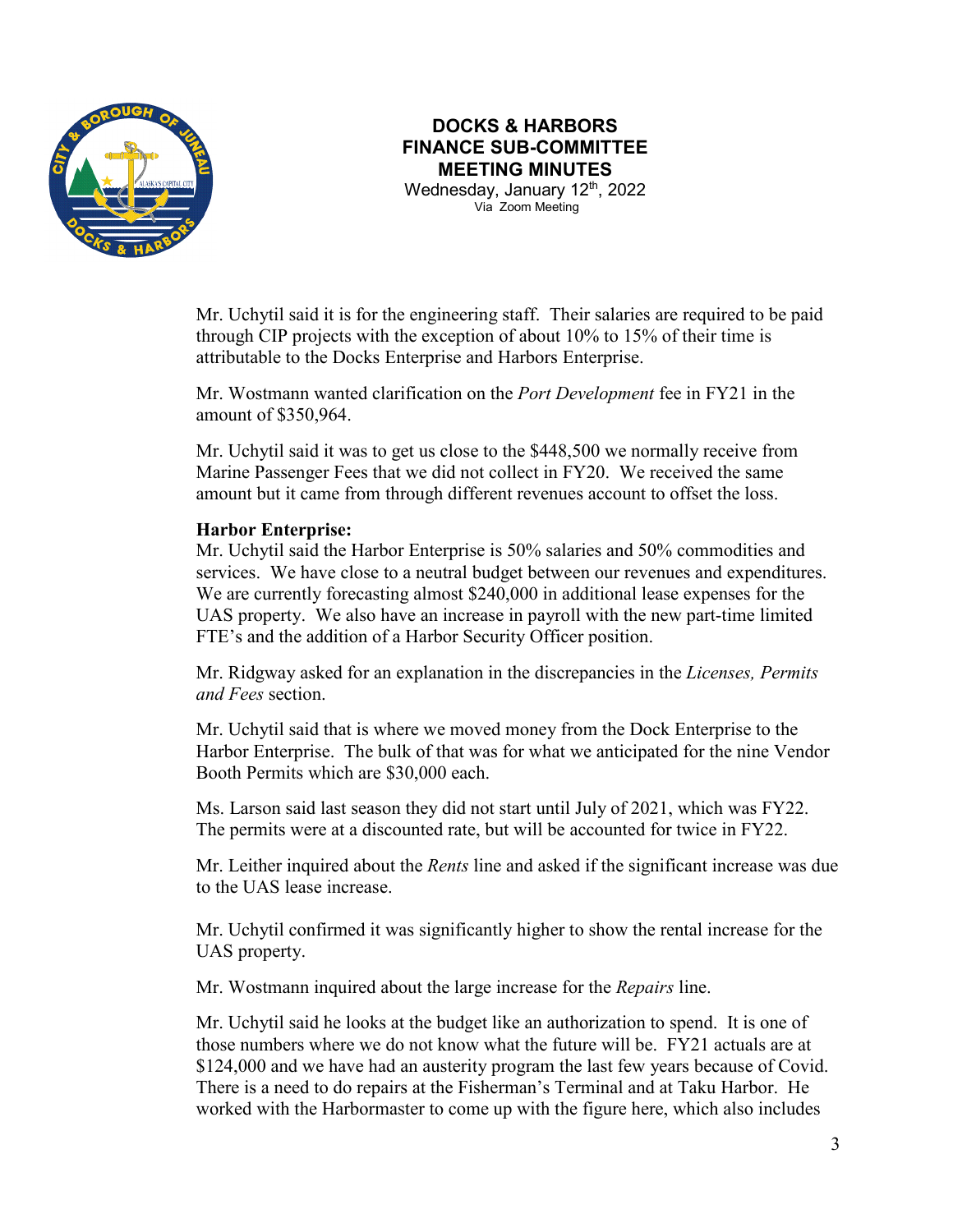# DOCKS & HARBORS
# FINANCE SUB-COMMITTEE
# MEETING MINUTES

Wednesday, January 12th, 2022
Via Zoom Meeting

Mr. Uchytil said it is for the engineering staff. Their salaries are required to be paid through CIP projects with the exception of about 10% to 15% of their time is attributable to the Docks Enterprise and Harbors Enterprise.

Mr. Wostmann wanted clarification on the *Port Development* fee in FY21 in the amount of $350,964.

Mr. Uchytil said it was to get us close to the $448,500 we normally receive from Marine Passenger Fees that we did not collect in FY20. We received the same amount but it came from through different revenues account to offset the loss.

**Harbor Enterprise:**
Mr. Uchytil said the Harbor Enterprise is 50% salaries and 50% commodities and services. We have close to a neutral budget between our revenues and expenditures. We are currently forecasting almost $240,000 in additional lease expenses for the UAS property. We also have an increase in payroll with the new part-time limited FTE's and the addition of a Harbor Security Officer position.

Mr. Ridgway asked for an explanation in the discrepancies in the *Licenses, Permits and Fees* section.

Mr. Uchytil said that is where we moved money from the Dock Enterprise to the Harbor Enterprise. The bulk of that was for what we anticipated for the nine Vendor Booth Permits which are $30,000 each.

Ms. Larson said last season they did not start until July of 2021, which was FY22. The permits were at a discounted rate, but will be accounted for twice in FY22.

Mr. Leither inquired about the *Rents* line and asked if the significant increase was due to the UAS lease increase.

Mr. Uchytil confirmed it was significantly higher to show the rental increase for the UAS property.

Mr. Wostmann inquired about the large increase for the *Repairs* line.

Mr. Uchytil said he looks at the budget like an authorization to spend. It is one of those numbers where we do not know what the future will be. FY21 actuals are at $124,000 and we have had an austerity program the last few years because of Covid. There is a need to do repairs at the Fisherman's Terminal and at Taku Harbor. He worked with the Harbormaster to come up with the figure here, which also includes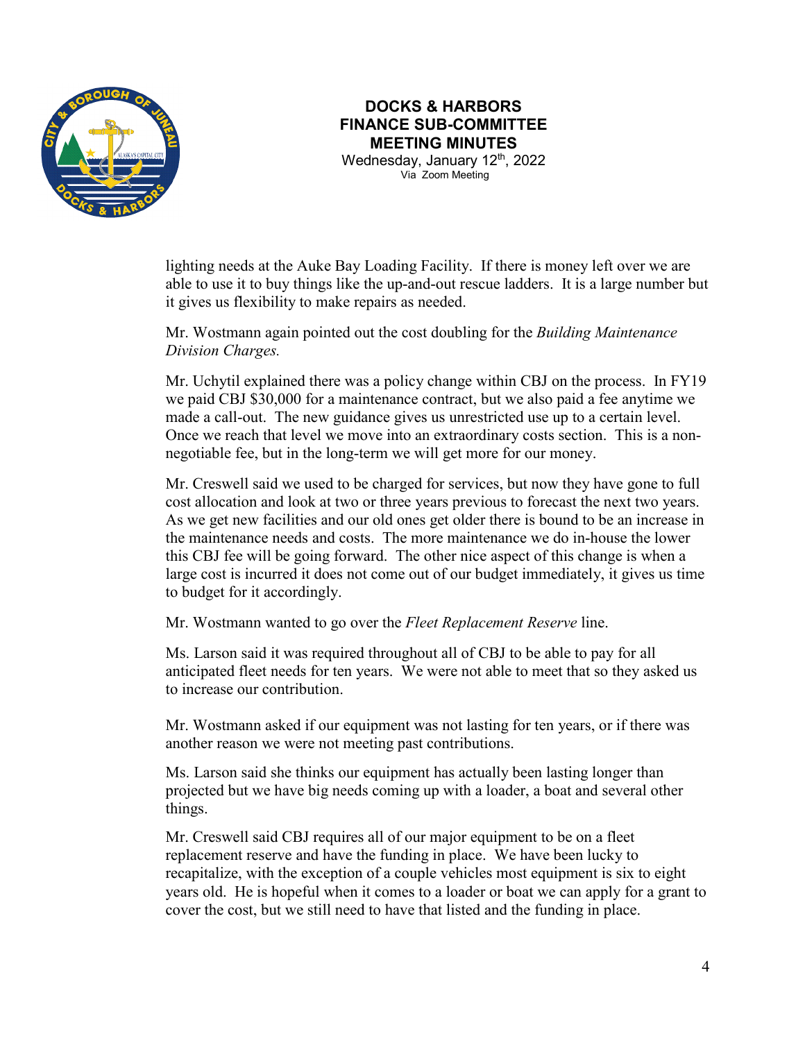lighting needs at the Auke Bay Loading Facility. If there is money left over we are able to use it to buy things like the up-and-out rescue ladders. It is a large number but it gives us flexibility to make repairs as needed.

Mr. Wostmann again pointed out the cost doubling for the *Building Maintenance Division Charges.*

Mr. Uchytil explained there was a policy change within CBJ on the process. In FY19 we paid CBJ $30,000 for a maintenance contract, but we also paid a fee anytime we made a call-out. The new guidance gives us unrestricted use up to a certain level. Once we reach that level we move into an extraordinary costs section. This is a non-negotiable fee, but in the long-term we will get more for our money.

Mr. Creswell said we used to be charged for services, but now they have gone to full cost allocation and look at two or three years previous to forecast the next two years. As we get new facilities and our old ones get older there is bound to be an increase in the maintenance needs and costs. The more maintenance we do in-house the lower this CBJ fee will be going forward. The other nice aspect of this change is when a large cost is incurred it does not come out of our budget immediately, it gives us time to budget for it accordingly.

Mr. Wostmann wanted to go over the *Fleet Replacement Reserve* line.

Ms. Larson said it was required throughout all of CBJ to be able to pay for all anticipated fleet needs for ten years. We were not able to meet that so they asked us to increase our contribution.

Mr. Wostmann asked if our equipment was not lasting for ten years, or if there was another reason we were not meeting past contributions.

Ms. Larson said she thinks our equipment has actually been lasting longer than projected but we have big needs coming up with a loader, a boat and several other things.

Mr. Creswell said CBJ requires all of our major equipment to be on a fleet replacement reserve and have the funding in place. We have been lucky to recapitalize, with the exception of a couple vehicles most equipment is six to eight years old. He is hopeful when it comes to a loader or boat we can apply for a grant to cover the cost, but we still need to have that listed and the funding in place.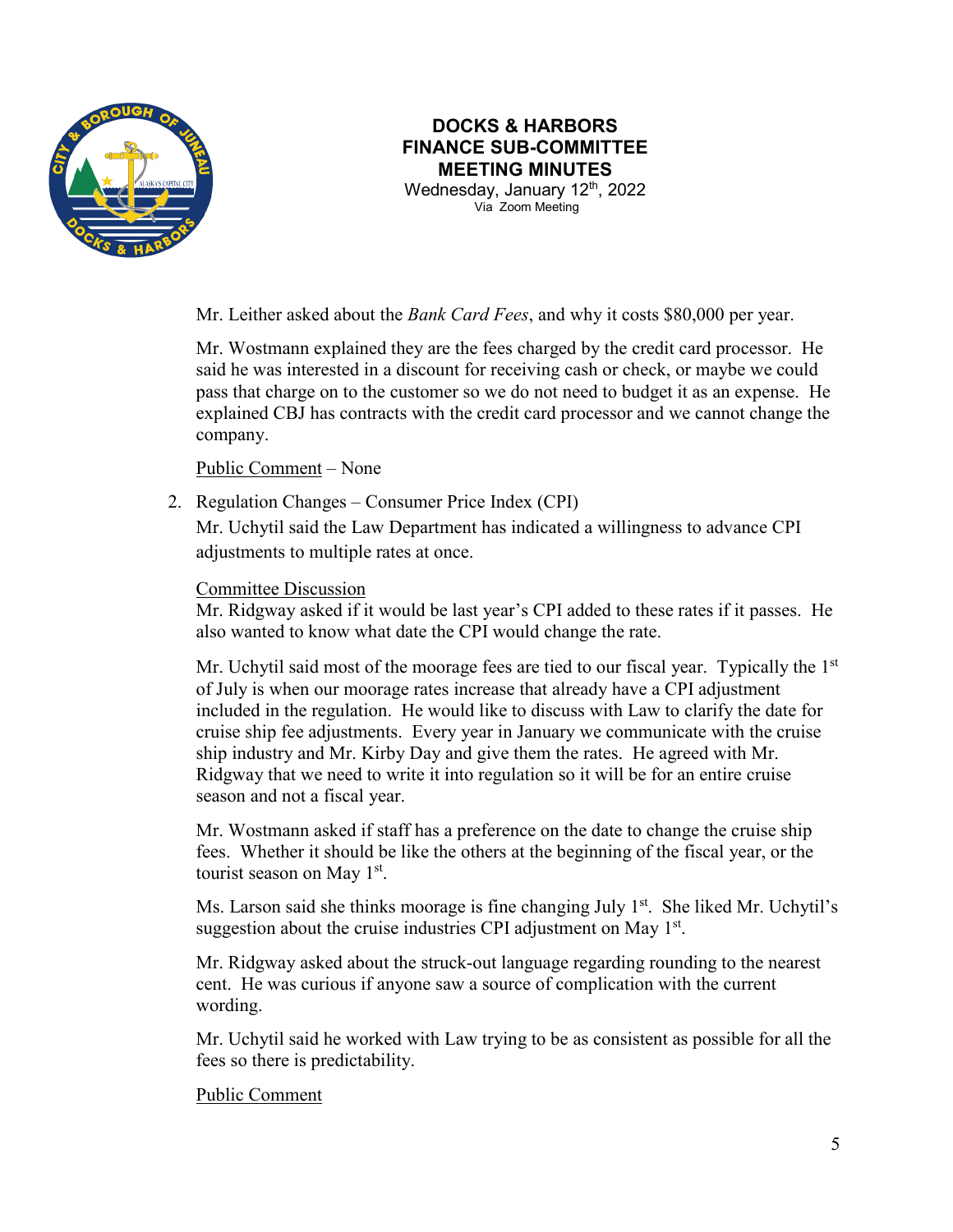Mr. Leither asked about the *Bank Card Fees*, and why it costs $80,000 per year.

Mr. Wostmann explained they are the fees charged by the credit card processor. He said he was interested in a discount for receiving cash or check, or maybe we could pass that charge on to the customer so we do not need to budget it as an expense. He explained CBJ has contracts with the credit card processor and we cannot change the company.

Public Comment – None

2. Regulation Changes – Consumer Price Index (CPI)

   Mr. Uchytil said the Law Department has indicated a willingness to advance CPI adjustments to multiple rates at once.

   Committee Discussion

   Mr. Ridgway asked if it would be last year's CPI added to these rates if it passes. He also wanted to know what date the CPI would change the rate.

   Mr. Uchytil said most of the moorage fees are tied to our fiscal year. Typically the 1st of July is when our moorage rates increase that already have a CPI adjustment included in the regulation. He would like to discuss with Law to clarify the date for cruise ship fee adjustments. Every year in January we communicate with the cruise ship industry and Mr. Kirby Day and give them the rates. He agreed with Mr. Ridgway that we need to write it into regulation so it will be for an entire cruise season and not a fiscal year.

   Mr. Wostmann asked if staff has a preference on the date to change the cruise ship fees. Whether it should be like the others at the beginning of the fiscal year, or the tourist season on May 1st.

   Ms. Larson said she thinks moorage is fine changing July 1st. She liked Mr. Uchytil's suggestion about the cruise industries CPI adjustment on May 1st.

   Mr. Ridgway asked about the struck-out language regarding rounding to the nearest cent. He was curious if anyone saw a source of complication with the current wording.

   Mr. Uchytil said he worked with Law trying to be as consistent as possible for all the fees so there is predictability.

   Public Comment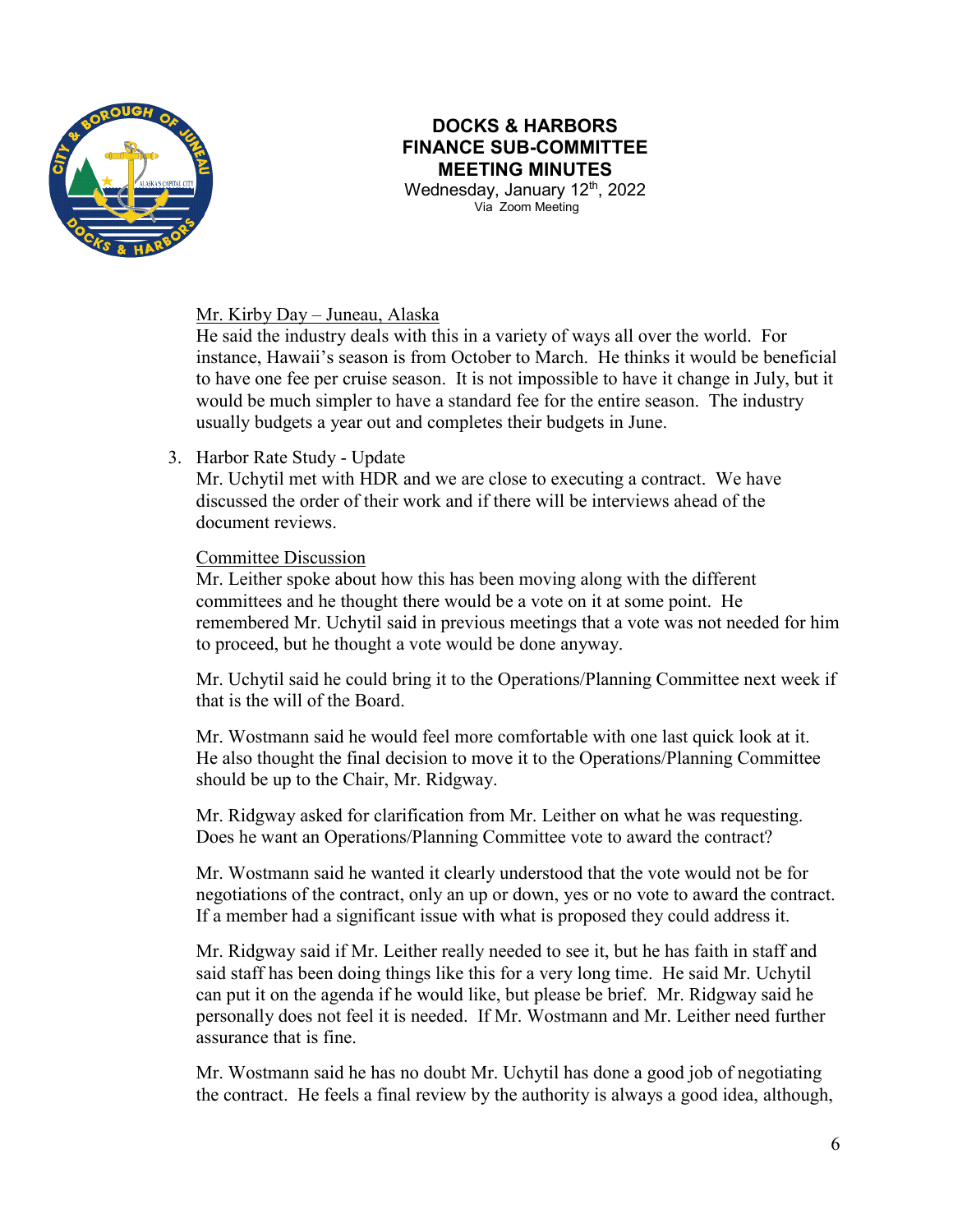# DOCKS & HARBORS
# FINANCE SUB-COMMITTEE
# MEETING MINUTES

Wednesday, January 12th, 2022

Via Zoom Meeting

Mr. Kirby Day – Juneau, Alaska

He said the industry deals with this in a variety of ways all over the world. For instance, Hawaii's season is from October to March. He thinks it would be beneficial to have one fee per cruise season. It is not impossible to have it change in July, but it would be much simpler to have a standard fee for the entire season. The industry usually budgets a year out and completes their budgets in June.

3. Harbor Rate Study - Update

Mr. Uchytil met with HDR and we are close to executing a contract. We have discussed the order of their work and if there will be interviews ahead of the document reviews.

Committee Discussion

Mr. Leither spoke about how this has been moving along with the different committees and he thought there would be a vote on it at some point. He remembered Mr. Uchytil said in previous meetings that a vote was not needed for him to proceed, but he thought a vote would be done anyway.

Mr. Uchytil said he could bring it to the Operations/Planning Committee next week if that is the will of the Board.

Mr. Wostmann said he would feel more comfortable with one last quick look at it. He also thought the final decision to move it to the Operations/Planning Committee should be up to the Chair, Mr. Ridgway.

Mr. Ridgway asked for clarification from Mr. Leither on what he was requesting. Does he want an Operations/Planning Committee vote to award the contract?

Mr. Wostmann said he wanted it clearly understood that the vote would not be for negotiations of the contract, only an up or down, yes or no vote to award the contract. If a member had a significant issue with what is proposed they could address it.

Mr. Ridgway said if Mr. Leither really needed to see it, but he has faith in staff and said staff has been doing things like this for a very long time. He said Mr. Uchytil can put it on the agenda if he would like, but please be brief. Mr. Ridgway said he personally does not feel it is needed. If Mr. Wostmann and Mr. Leither need further assurance that is fine.

Mr. Wostmann said he has no doubt Mr. Uchytil has done a good job of negotiating the contract. He feels a final review by the authority is always a good idea, although,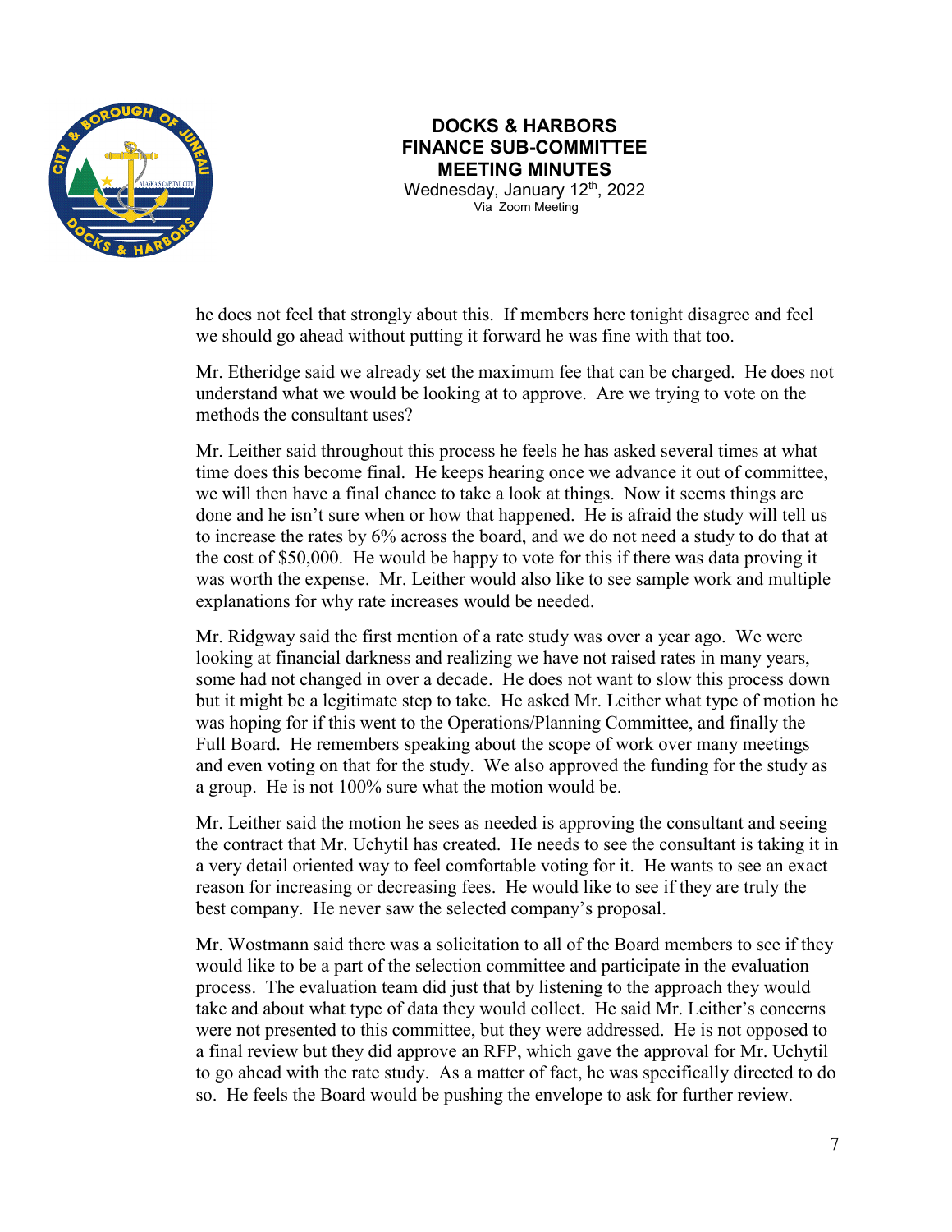he does not feel that strongly about this. If members here tonight disagree and feel we should go ahead without putting it forward he was fine with that too.

Mr. Etheridge said we already set the maximum fee that can be charged. He does not understand what we would be looking at to approve. Are we trying to vote on the methods the consultant uses?

Mr. Leither said throughout this process he feels he has asked several times at what time does this become final. He keeps hearing once we advance it out of committee, we will then have a final chance to take a look at things. Now it seems things are done and he isn't sure when or how that happened. He is afraid the study will tell us to increase the rates by 6% across the board, and we do not need a study to do that at the cost of $50,000. He would be happy to vote for this if there was data proving it was worth the expense. Mr. Leither would also like to see sample work and multiple explanations for why rate increases would be needed.

Mr. Ridgway said the first mention of a rate study was over a year ago. We were looking at financial darkness and realizing we have not raised rates in many years, some had not changed in over a decade. He does not want to slow this process down but it might be a legitimate step to take. He asked Mr. Leither what type of motion he was hoping for if this went to the Operations/Planning Committee, and finally the Full Board. He remembers speaking about the scope of work over many meetings and even voting on that for the study. We also approved the funding for the study as a group. He is not 100% sure what the motion would be.

Mr. Leither said the motion he sees as needed is approving the consultant and seeing the contract that Mr. Uchytil has created. He needs to see the consultant is taking it in a very detail oriented way to feel comfortable voting for it. He wants to see an exact reason for increasing or decreasing fees. He would like to see if they are truly the best company. He never saw the selected company's proposal.

Mr. Wostmann said there was a solicitation to all of the Board members to see if they would like to be a part of the selection committee and participate in the evaluation process. The evaluation team did just that by listening to the approach they would take and about what type of data they would collect. He said Mr. Leither's concerns were not presented to this committee, but they were addressed. He is not opposed to a final review but they did approve an RFP, which gave the approval for Mr. Uchytil to go ahead with the rate study. As a matter of fact, he was specifically directed to do so. He feels the Board would be pushing the envelope to ask for further review.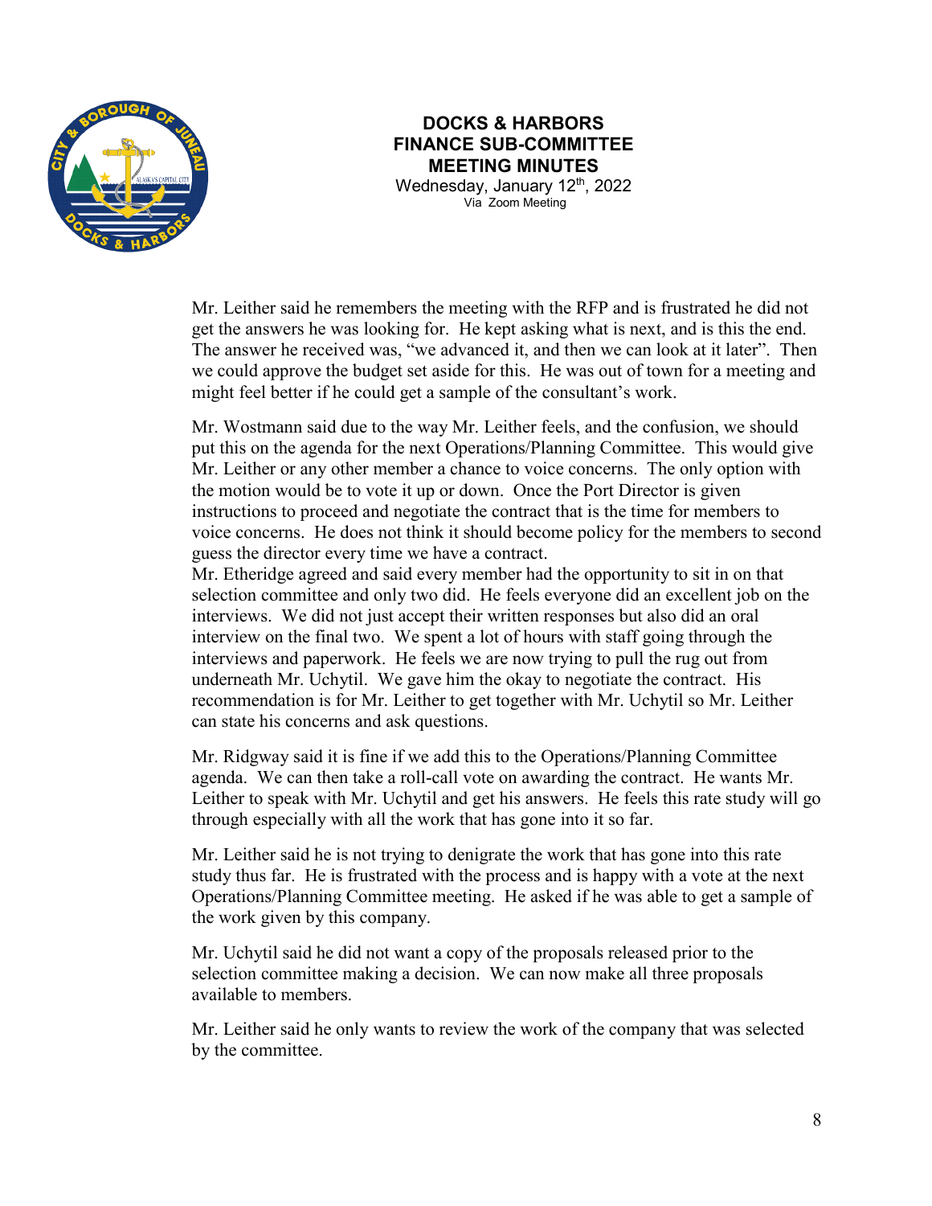**DOCKS & HARBORS**
**FINANCE SUB-COMMITTEE**
**MEETING MINUTES**
Wednesday, January 12th, 2022
Via Zoom Meeting

Mr. Leither said he remembers the meeting with the RFP and is frustrated he did not get the answers he was looking for. He kept asking what is next, and is this the end. The answer he received was, "we advanced it, and then we can look at it later". Then we could approve the budget set aside for this. He was out of town for a meeting and might feel better if he could get a sample of the consultant's work.

Mr. Wostmann said due to the way Mr. Leither feels, and the confusion, we should put this on the agenda for the next Operations/Planning Committee. This would give Mr. Leither or any other member a chance to voice concerns. The only option with the motion would be to vote it up or down. Once the Port Director is given instructions to proceed and negotiate the contract that is the time for members to voice concerns. He does not think it should become policy for the members to second guess the director every time we have a contract.

Mr. Etheridge agreed and said every member had the opportunity to sit in on that selection committee and only two did. He feels everyone did an excellent job on the interviews. We did not just accept their written responses but also did an oral interview on the final two. We spent a lot of hours with staff going through the interviews and paperwork. He feels we are now trying to pull the rug out from underneath Mr. Uchytil. We gave him the okay to negotiate the contract. His recommendation is for Mr. Leither to get together with Mr. Uchytil so Mr. Leither can state his concerns and ask questions.

Mr. Ridgway said it is fine if we add this to the Operations/Planning Committee agenda. We can then take a roll-call vote on awarding the contract. He wants Mr. Leither to speak with Mr. Uchytil and get his answers. He feels this rate study will go through especially with all the work that has gone into it so far.

Mr. Leither said he is not trying to denigrate the work that has gone into this rate study thus far. He is frustrated with the process and is happy with a vote at the next Operations/Planning Committee meeting. He asked if he was able to get a sample of the work given by this company.

Mr. Uchytil said he did not want a copy of the proposals released prior to the selection committee making a decision. We can now make all three proposals available to members.

Mr. Leither said he only wants to review the work of the company that was selected by the committee.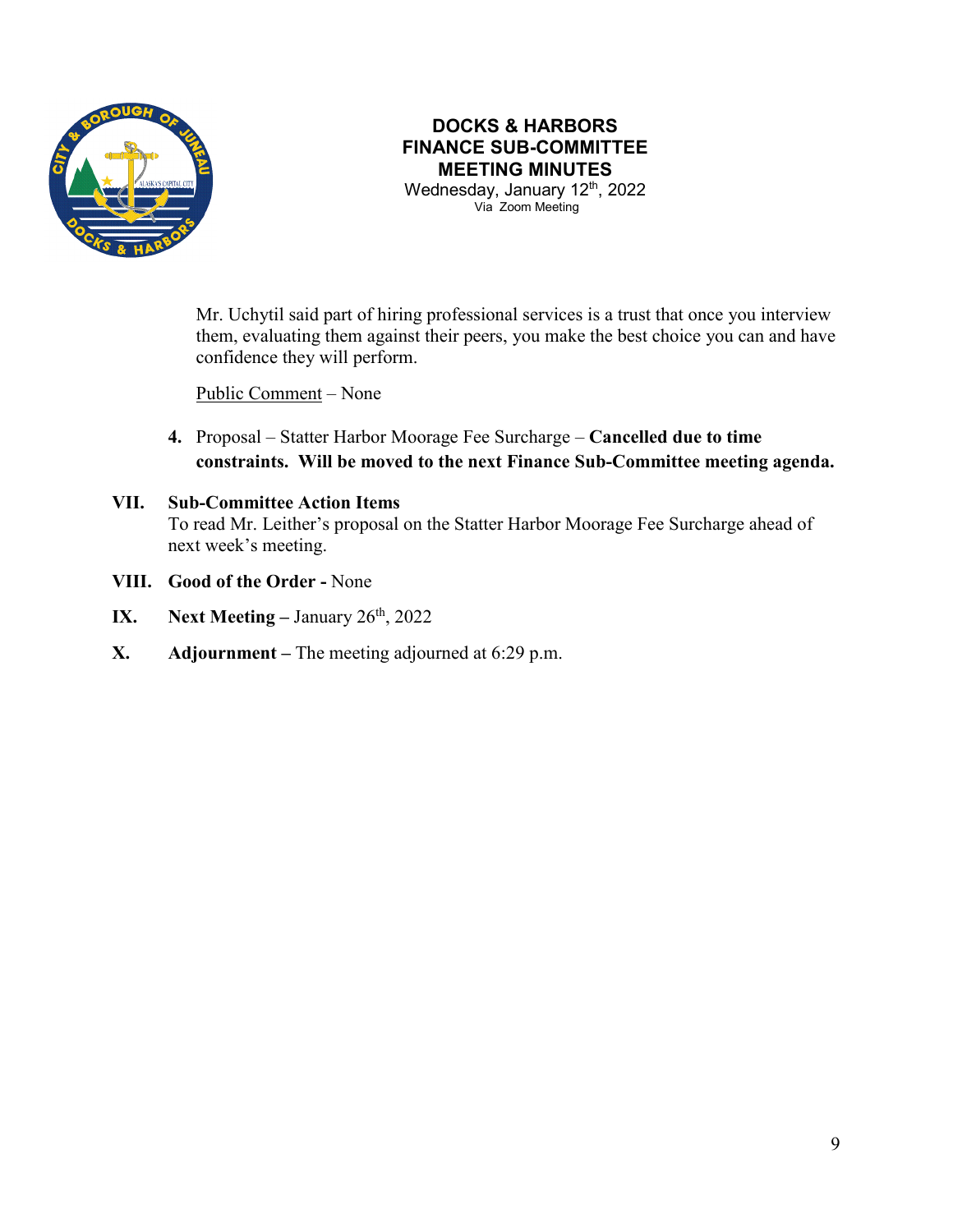**DOCKS & HARBORS**
**FINANCE SUB-COMMITTEE**
**MEETING MINUTES**
Wednesday, January 12th, 2022
Via Zoom Meeting

Mr. Uchytil said part of hiring professional services is a trust that once you interview them, evaluating them against their peers, you make the best choice you can and have confidence they will perform.

Public Comment – None

4. Proposal – Statter Harbor Moorage Fee Surcharge – **Cancelled due to time constraints. Will be moved to the next Finance Sub-Committee meeting agenda.**

**VII. Sub-Committee Action Items**
To read Mr. Leither's proposal on the Statter Harbor Moorage Fee Surcharge ahead of next week's meeting.

**VIII. Good of the Order -** None

**IX. Next Meeting –** January 26th, 2022

**X. Adjournment –** The meeting adjourned at 6:29 p.m.